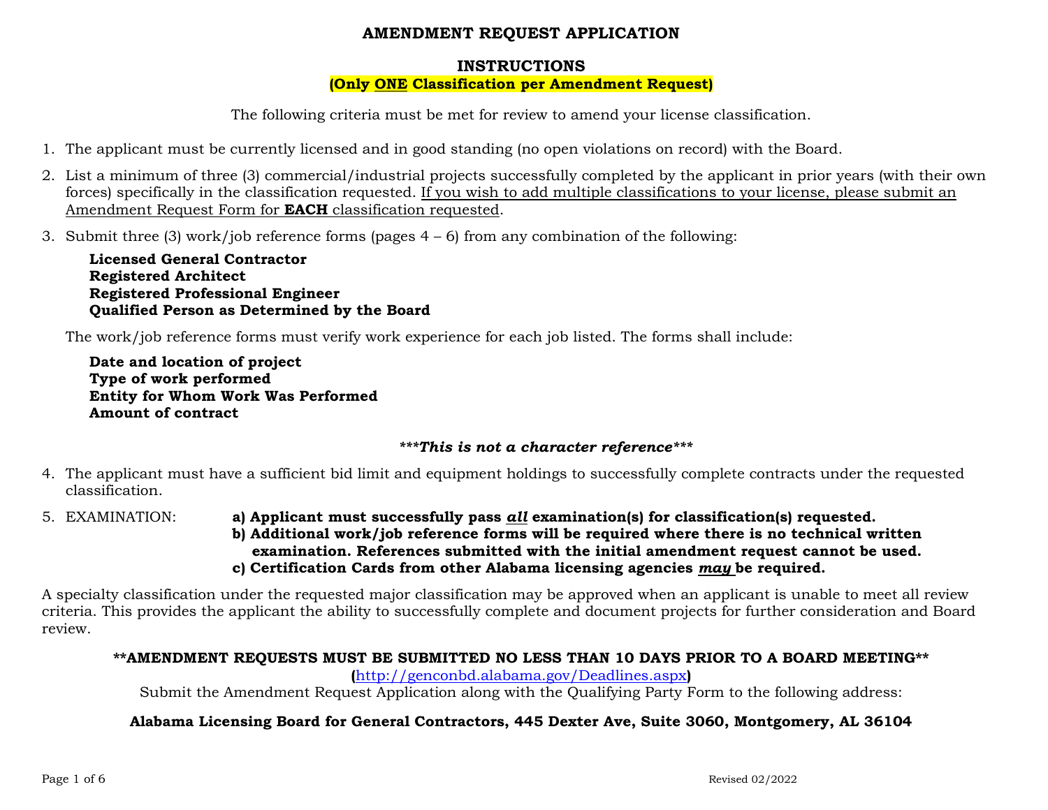# AMENDMENT REQUEST APPLICATION

## INSTRUCTIONS

**(Only ONE Classification per Amendment Request)**

The following criteria must be met for review to amend your license classification.

1. The applicant must be currently licensed and in good standing (no open violations on record) with the Board.
2. List a minimum of three (3) commercial/industrial projects successfully completed by the applicant in prior years (with their own forces) specifically in the classification requested. If you wish to add multiple classifications to your license, please submit an Amendment Request Form for **EACH** classification requested.
3. Submit three (3) work/job reference forms (pages 4 – 6) from any combination of the following:

   **Licensed General Contractor**
   **Registered Architect**
   **Registered Professional Engineer**
   **Qualified Person as Determined by the Board**

   The work/job reference forms must verify work experience for each job listed. The forms shall include:

   **Date and location of project**
   **Type of work performed**
   **Entity for Whom Work Was Performed**
   **Amount of contract**

   ****This is not a character reference****

4. The applicant must have a sufficient bid limit and equipment holdings to successfully complete contracts under the requested classification.
5. EXAMINATION:
   **a) Applicant must successfully pass *all* examination(s) for classification(s) requested.**
   **b) Additional work/job reference forms will be required where there is no technical written examination. References submitted with the initial amendment request cannot be used.**
   **c) Certification Cards from other Alabama licensing agencies *may* be required.**

A specialty classification under the requested major classification may be approved when an applicant is unable to meet all review criteria. This provides the applicant the ability to successfully complete and document projects for further consideration and Board review.

****AMENDMENT REQUESTS MUST BE SUBMITTED NO LESS THAN 10 DAYS PRIOR TO A BOARD MEETING****

(http://genconbd.alabama.gov/Deadlines.aspx)

Submit the Amendment Request Application along with the Qualifying Party Form to the following address:

**Alabama Licensing Board for General Contractors, 445 Dexter Ave, Suite 3060, Montgomery, AL 36104**

Revised 02/2022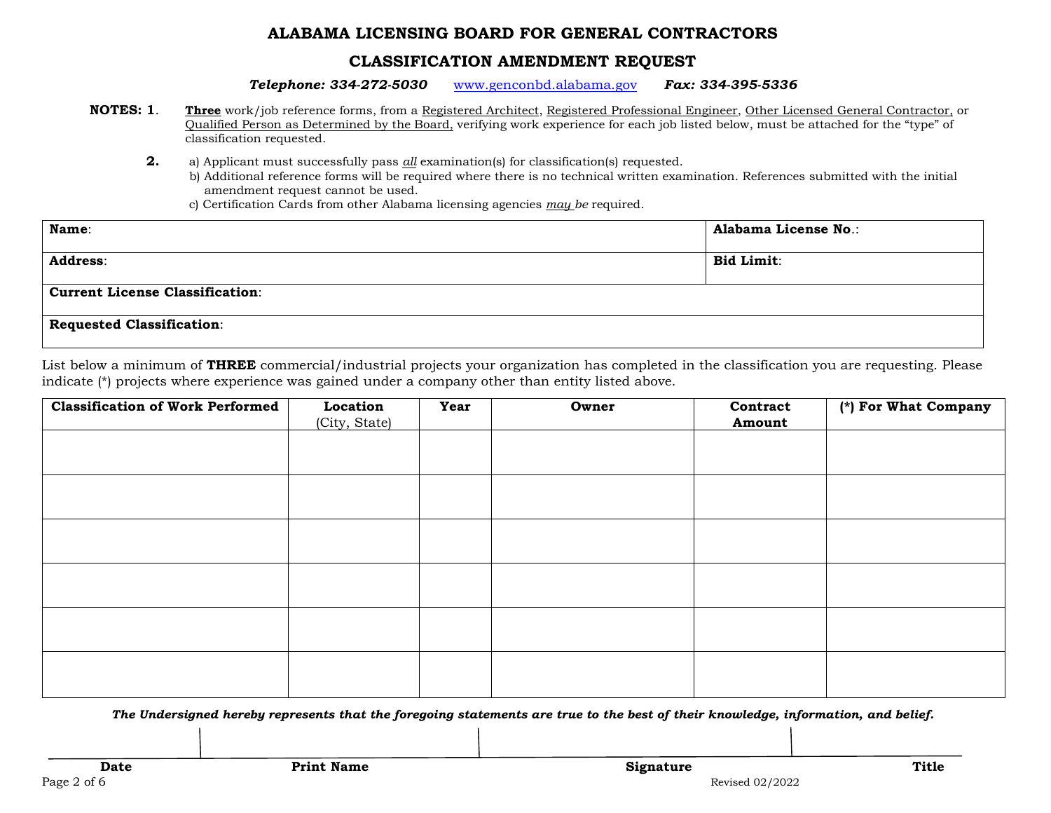# ALABAMA LICENSING BOARD FOR GENERAL CONTRACTORS

## CLASSIFICATION AMENDMENT REQUEST

***Telephone: 334-272-5030*** [www.genconbd.alabama.gov](http://www.genconbd.alabama.gov) ***Fax: 334-395-5336***

**NOTES: 1**. **Three** work/job reference forms, from a Registered Architect, Registered Professional Engineer, Other Licensed General Contractor, or Qualified Person as Determined by the Board, verifying work experience for each job listed below, must be attached for the "type" of classification requested.

**2.** a) Applicant must successfully pass *all* examination(s) for classification(s) requested.
b) Additional reference forms will be required where there is no technical written examination. References submitted with the initial amendment request cannot be used.
c) Certification Cards from other Alabama licensing agencies *may be* required.

| **Name**: | **Alabama License No**.: |
|---|---|
| **Address**: | **Bid Limit**: |
| **Current License Classification**: | |
| **Requested Classification**: | |

List below a minimum of **THREE** commercial/industrial projects your organization has completed in the classification you are requesting. Please indicate (*) projects where experience was gained under a company other than entity listed above.

| **Classification of Work Performed** | **Location** (City, State) | **Year** | **Owner** | **Contract Amount** | **(*) For What Company** |
|---|---|---|---|---|---|
| | | | | | |
| | | | | | |
| | | | | | |
| | | | | | |
| | | | | | |
| | | | | | |

***The Undersigned hereby represents that the foregoing statements are true to the best of their knowledge, information, and belief.***

| **Date** | **Print Name** | **Signature** | **Title** |
|---|---|---|---|
| | | | |

Revised 02/2022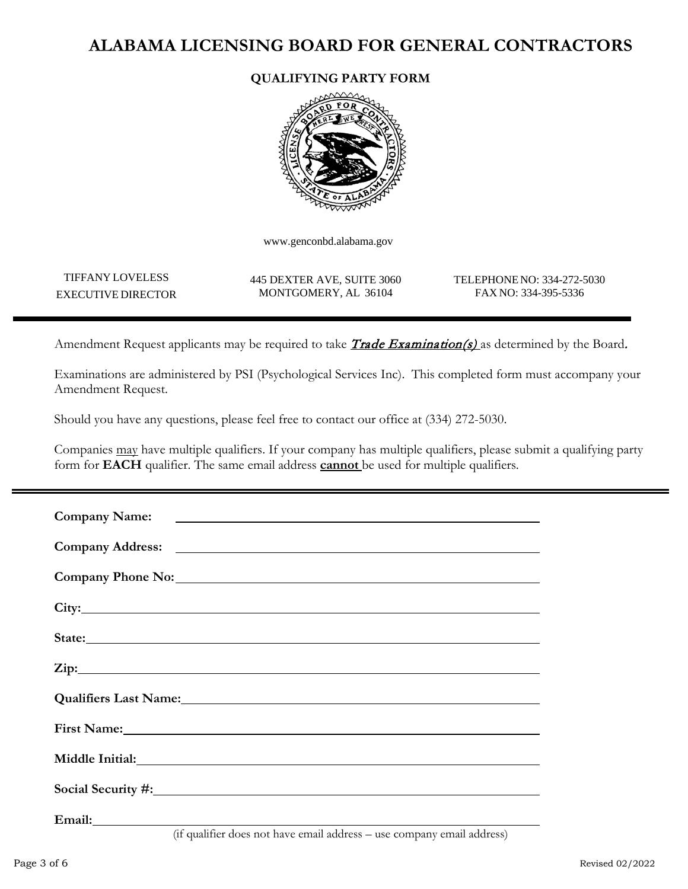# ALABAMA LICENSING BOARD FOR GENERAL CONTRACTORS

## QUALIFYING PARTY FORM

www.genconbd.alabama.gov

TIFFANY LOVELESS
EXECUTIVE DIRECTOR

445 DEXTER AVE, SUITE 3060
MONTGOMERY, AL 36104

TELEPHONE NO: 334-272-5030
FAX NO: 334-395-5336

---

Amendment Request applicants may be required to take ***Trade Examination(s)*** as determined by the Board.

Examinations are administered by PSI (Psychological Services Inc). This completed form must accompany your Amendment Request.

Should you have any questions, please feel free to contact our office at (334) 272-5030.

Companies may have multiple qualifiers. If your company has multiple qualifiers, please submit a qualifying party form for **EACH** qualifier. The same email address **cannot** be used for multiple qualifiers.

---

**Company Name:** ______________________________________________

**Company Address:** ______________________________________________

**Company Phone No:** ______________________________________________

**City:** ______________________________________________

**State:** ______________________________________________

**Zip:** ______________________________________________

**Qualifiers Last Name:** ______________________________________________

**First Name:** ______________________________________________

**Middle Initial:** ______________________________________________

**Social Security #:** ______________________________________________

**Email:** ______________________________________________
(if qualifier does not have email address – use company email address)

Revised 02/2022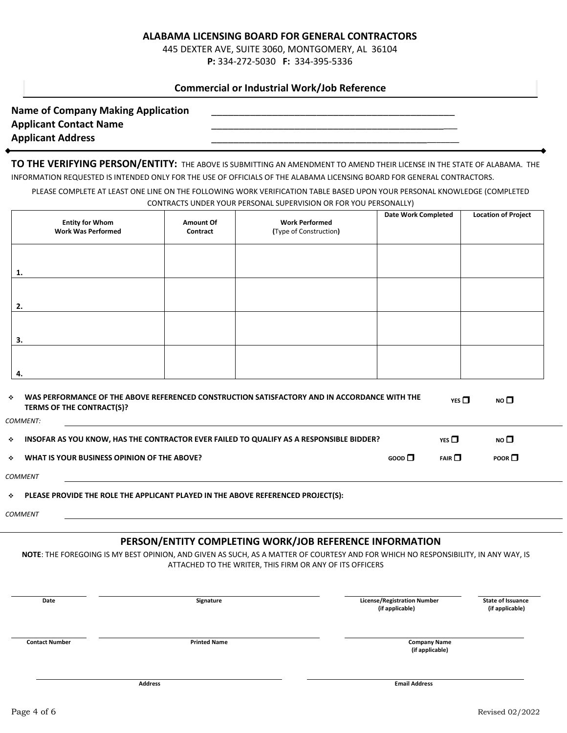**ALABAMA LICENSING BOARD FOR GENERAL CONTRACTORS**

445 DEXTER AVE, SUITE 3060, MONTGOMERY, AL 36104

**P:** 334-272-5030 **F:** 334-395-5336

## Commercial or Industrial Work/Job Reference

**Name of Company Making Application** ______________________________________________

**Applicant Contact Name** ______________________________________________

**Applicant Address** ______________________________________________

**TO THE VERIFYING PERSON/ENTITY:** THE ABOVE IS SUBMITTING AN AMENDMENT TO AMEND THEIR LICENSE IN THE STATE OF ALABAMA. THE INFORMATION REQUESTED IS INTENDED ONLY FOR THE USE OF OFFICIALS OF THE ALABAMA LICENSING BOARD FOR GENERAL CONTRACTORS.

PLEASE COMPLETE AT LEAST ONE LINE ON THE FOLLOWING WORK VERIFICATION TABLE BASED UPON YOUR PERSONAL KNOWLEDGE (COMPLETED CONTRACTS UNDER YOUR PERSONAL SUPERVISION OR FOR YOU PERSONALLY)

| Entity for Whom Work Was Performed | Amount Of Contract | Work Performed (Type of Construction) | Date Work Completed | Location of Project |
|---|---|---|---|---|
| 1. | | | | |
| 2. | | | | |
| 3. | | | | |
| 4. | | | | |

- **WAS PERFORMANCE OF THE ABOVE REFERENCED CONSTRUCTION SATISFACTORY AND IN ACCORDANCE WITH THE TERMS OF THE CONTRACT(S)?** YES ☐ NO ☐

*COMMENT:* ______________________________________________

- **INSOFAR AS YOU KNOW, HAS THE CONTRACTOR EVER FAILED TO QUALIFY AS A RESPONSIBLE BIDDER?** YES ☐ NO ☐
- **WHAT IS YOUR BUSINESS OPINION OF THE ABOVE?** GOOD ☐ FAIR ☐ POOR ☐

*COMMENT* ______________________________________________

- **PLEASE PROVIDE THE ROLE THE APPLICANT PLAYED IN THE ABOVE REFERENCED PROJECT(S):**

*COMMENT* ______________________________________________

## PERSON/ENTITY COMPLETING WORK/JOB REFERENCE INFORMATION

**NOTE**: THE FOREGOING IS MY BEST OPINION, AND GIVEN AS SUCH, AS A MATTER OF COURTESY AND FOR WHICH NO RESPONSIBILITY, IN ANY WAY, IS ATTACHED TO THE WRITER, THIS FIRM OR ANY OF ITS OFFICERS

______________ **Date**

______________ **Signature**

______________ **License/Registration Number (if applicable)**

______________ **State of Issuance (if applicable)**

______________ **Contact Number**

______________ **Printed Name**

______________ **Company Name (if applicable)**

______________ **Address**

______________ **Email Address**

Revised 02/2022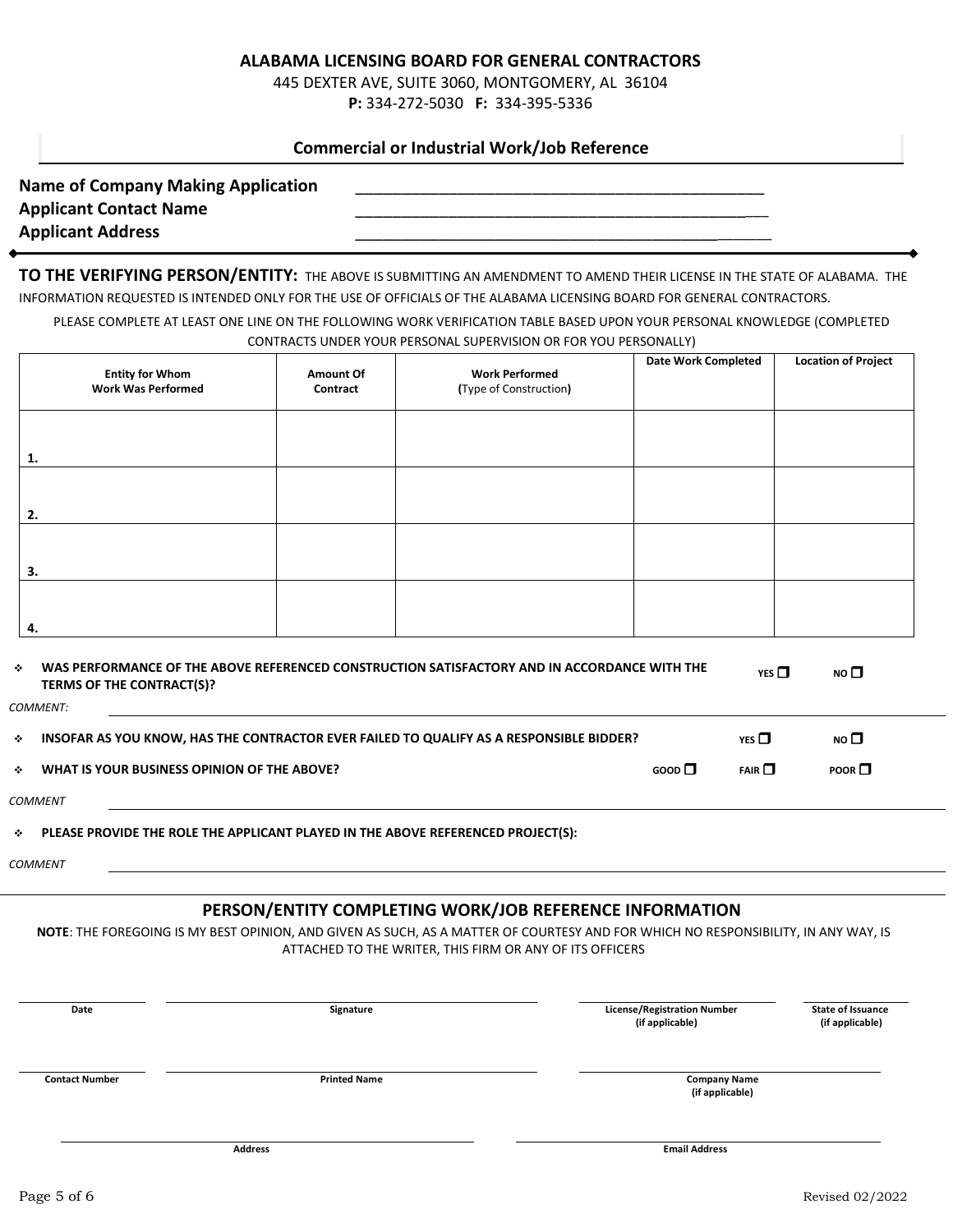**ALABAMA LICENSING BOARD FOR GENERAL CONTRACTORS**
445 DEXTER AVE, SUITE 3060, MONTGOMERY, AL 36104
**P:** 334-272-5030 **F:** 334-395-5336

## Commercial or Industrial Work/Job Reference

**Name of Company Making Application** ______________________________________________

**Applicant Contact Name** ______________________________________________

**Applicant Address** ______________________________________________

**TO THE VERIFYING PERSON/ENTITY:** THE ABOVE IS SUBMITTING AN AMENDMENT TO AMEND THEIR LICENSE IN THE STATE OF ALABAMA. THE INFORMATION REQUESTED IS INTENDED ONLY FOR THE USE OF OFFICIALS OF THE ALABAMA LICENSING BOARD FOR GENERAL CONTRACTORS.

PLEASE COMPLETE AT LEAST ONE LINE ON THE FOLLOWING WORK VERIFICATION TABLE BASED UPON YOUR PERSONAL KNOWLEDGE (COMPLETED CONTRACTS UNDER YOUR PERSONAL SUPERVISION OR FOR YOU PERSONALLY)

| Entity for Whom Work Was Performed | Amount Of Contract | Work Performed (Type of Construction) | Date Work Completed | Location of Project |
|---|---|---|---|---|
| 1. | | | | |
| 2. | | | | |
| 3. | | | | |
| 4. | | | | |

- **WAS PERFORMANCE OF THE ABOVE REFERENCED CONSTRUCTION SATISFACTORY AND IN ACCORDANCE WITH THE TERMS OF THE CONTRACT(S)?** YES ☐ NO ☐

*COMMENT:* ______________________________________________

- **INSOFAR AS YOU KNOW, HAS THE CONTRACTOR EVER FAILED TO QUALIFY AS A RESPONSIBLE BIDDER?** YES ☐ NO ☐
- **WHAT IS YOUR BUSINESS OPINION OF THE ABOVE?** GOOD ☐ FAIR ☐ POOR ☐

*COMMENT* ______________________________________________

- **PLEASE PROVIDE THE ROLE THE APPLICANT PLAYED IN THE ABOVE REFERENCED PROJECT(S):**

*COMMENT* ______________________________________________

## PERSON/ENTITY COMPLETING WORK/JOB REFERENCE INFORMATION

**NOTE**: THE FOREGOING IS MY BEST OPINION, AND GIVEN AS SUCH, AS A MATTER OF COURTESY AND FOR WHICH NO RESPONSIBILITY, IN ANY WAY, IS ATTACHED TO THE WRITER, THIS FIRM OR ANY OF ITS OFFICERS

______________ **Date**

______________ **Signature**

______________ **License/Registration Number (if applicable)**

______________ **State of Issuance (if applicable)**

______________ **Contact Number**

______________ **Printed Name**

______________ **Company Name (if applicable)**

______________ **Address**

______________ **Email Address**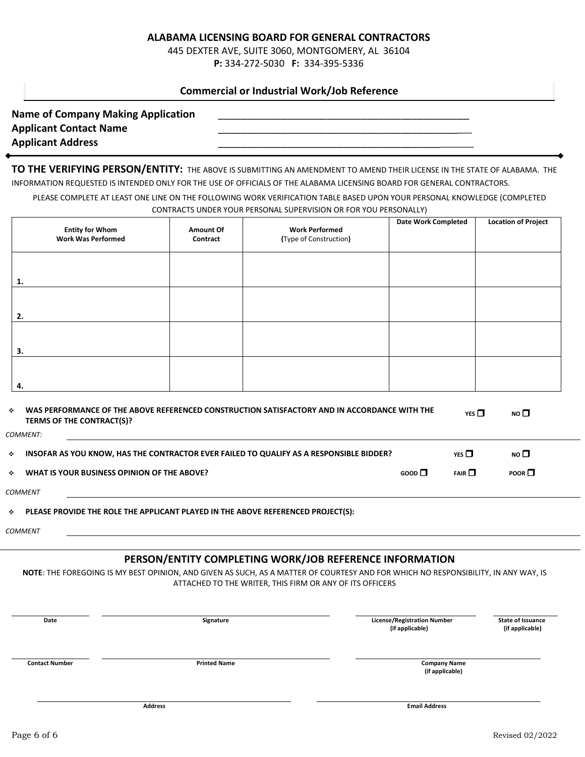**ALABAMA LICENSING BOARD FOR GENERAL CONTRACTORS**

445 DEXTER AVE, SUITE 3060, MONTGOMERY, AL 36104

**P:** 334-272-5030 **F:** 334-395-5336

## Commercial or Industrial Work/Job Reference

**Name of Company Making Application** ______________________________________________

**Applicant Contact Name** ______________________________________________

**Applicant Address** ______________________________________________

**TO THE VERIFYING PERSON/ENTITY:** THE ABOVE IS SUBMITTING AN AMENDMENT TO AMEND THEIR LICENSE IN THE STATE OF ALABAMA. THE INFORMATION REQUESTED IS INTENDED ONLY FOR THE USE OF OFFICIALS OF THE ALABAMA LICENSING BOARD FOR GENERAL CONTRACTORS.

PLEASE COMPLETE AT LEAST ONE LINE ON THE FOLLOWING WORK VERIFICATION TABLE BASED UPON YOUR PERSONAL KNOWLEDGE (COMPLETED CONTRACTS UNDER YOUR PERSONAL SUPERVISION OR FOR YOU PERSONALLY)

| Entity for Whom Work Was Performed | Amount Of Contract | Work Performed (Type of Construction) | Date Work Completed | Location of Project |
|---|---|---|---|---|
| 1. | | | | |
| 2. | | | | |
| 3. | | | | |
| 4. | | | | |

- **WAS PERFORMANCE OF THE ABOVE REFERENCED CONSTRUCTION SATISFACTORY AND IN ACCORDANCE WITH THE TERMS OF THE CONTRACT(S)?** YES ☐ NO ☐

*COMMENT:* ______________________________________________

- **INSOFAR AS YOU KNOW, HAS THE CONTRACTOR EVER FAILED TO QUALIFY AS A RESPONSIBLE BIDDER?** YES ☐ NO ☐
- **WHAT IS YOUR BUSINESS OPINION OF THE ABOVE?** GOOD ☐ FAIR ☐ POOR ☐

*COMMENT* ______________________________________________

- **PLEASE PROVIDE THE ROLE THE APPLICANT PLAYED IN THE ABOVE REFERENCED PROJECT(S):**

*COMMENT* ______________________________________________

## PERSON/ENTITY COMPLETING WORK/JOB REFERENCE INFORMATION

**NOTE**: THE FOREGOING IS MY BEST OPINION, AND GIVEN AS SUCH, AS A MATTER OF COURTESY AND FOR WHICH NO RESPONSIBILITY, IN ANY WAY, IS ATTACHED TO THE WRITER, THIS FIRM OR ANY OF ITS OFFICERS

| | | | |
|---|---|---|---|
| **Date** | **Signature** | **License/Registration Number (if applicable)** | **State of Issuance (if applicable)** |
| **Contact Number** | **Printed Name** | **Company Name (if applicable)** | |
| **Address** | | **Email Address** | |

Revised 02/2022